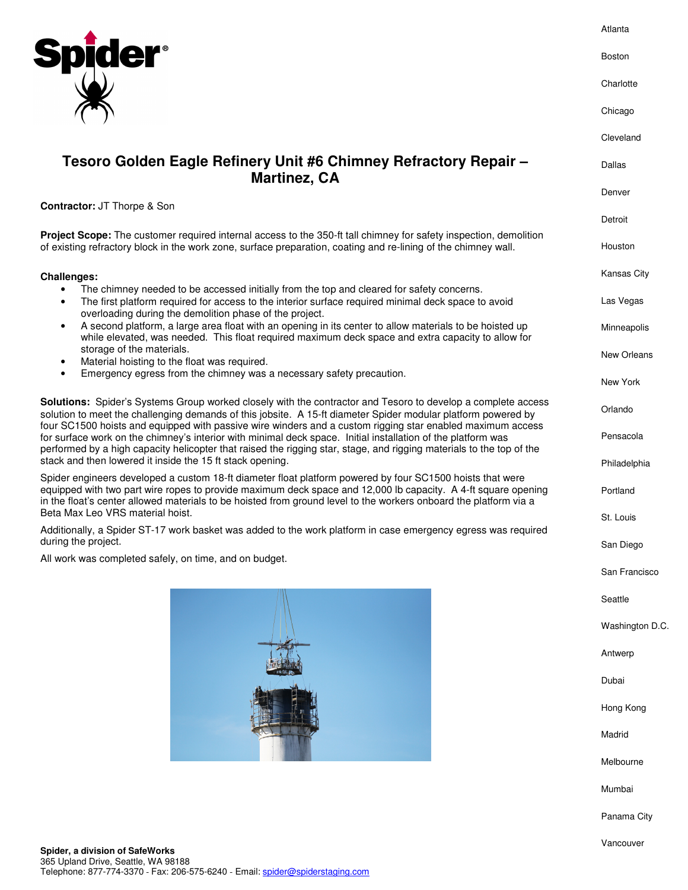# Tesoro Golden Eagle Refinery Unit #6 Chimney Refractory Repair – Martinez, CA

**Contractor:** JT Thorpe & Son

**Project Scope:** The customer required internal access to the 350-ft tall chimney for safety inspection, demolition of existing refractory block in the work zone, surface preparation, coating and re-lining of the chimney wall.

**Challenges:**

- The chimney needed to be accessed initially from the top and cleared for safety concerns.
- The first platform required for access to the interior surface required minimal deck space to avoid overloading during the demolition phase of the project.
- A second platform, a large area float with an opening in its center to allow materials to be hoisted up while elevated, was needed. This float required maximum deck space and extra capacity to allow for storage of the materials.
- Material hoisting to the float was required.
- Emergency egress from the chimney was a necessary safety precaution.

**Solutions:** Spider's Systems Group worked closely with the contractor and Tesoro to develop a complete access solution to meet the challenging demands of this jobsite. A 15-ft diameter Spider modular platform powered by four SC1500 hoists and equipped with passive wire winders and a custom rigging star enabled maximum access for surface work on the chimney's interior with minimal deck space. Initial installation of the platform was performed by a high capacity helicopter that raised the rigging star, stage, and rigging materials to the top of the stack and then lowered it inside the 15 ft stack opening.

Spider engineers developed a custom 18-ft diameter float platform powered by four SC1500 hoists that were equipped with two part wire ropes to provide maximum deck space and 12,000 lb capacity. A 4-ft square opening in the float's center allowed materials to be hoisted from ground level to the workers onboard the platform via a Beta Max Leo VRS material hoist.

Additionally, a Spider ST-17 work basket was added to the work platform in case emergency egress was required during the project.

All work was completed safely, on time, and on budget.

Atlanta
Boston
Charlotte
Chicago
Cleveland
Dallas
Denver
Detroit
Houston
Kansas City
Las Vegas
Minneapolis
New Orleans
New York
Orlando
Pensacola
Philadelphia
Portland
St. Louis
San Diego
San Francisco
Seattle
Washington D.C.
Antwerp
Dubai
Hong Kong
Madrid
Melbourne
Mumbai
Panama City
Vancouver

**Spider, a division of SafeWorks**
365 Upland Drive, Seattle, WA 98188
Telephone: 877-774-3370 - Fax: 206-575-6240 - Email: spider@spiderstaging.com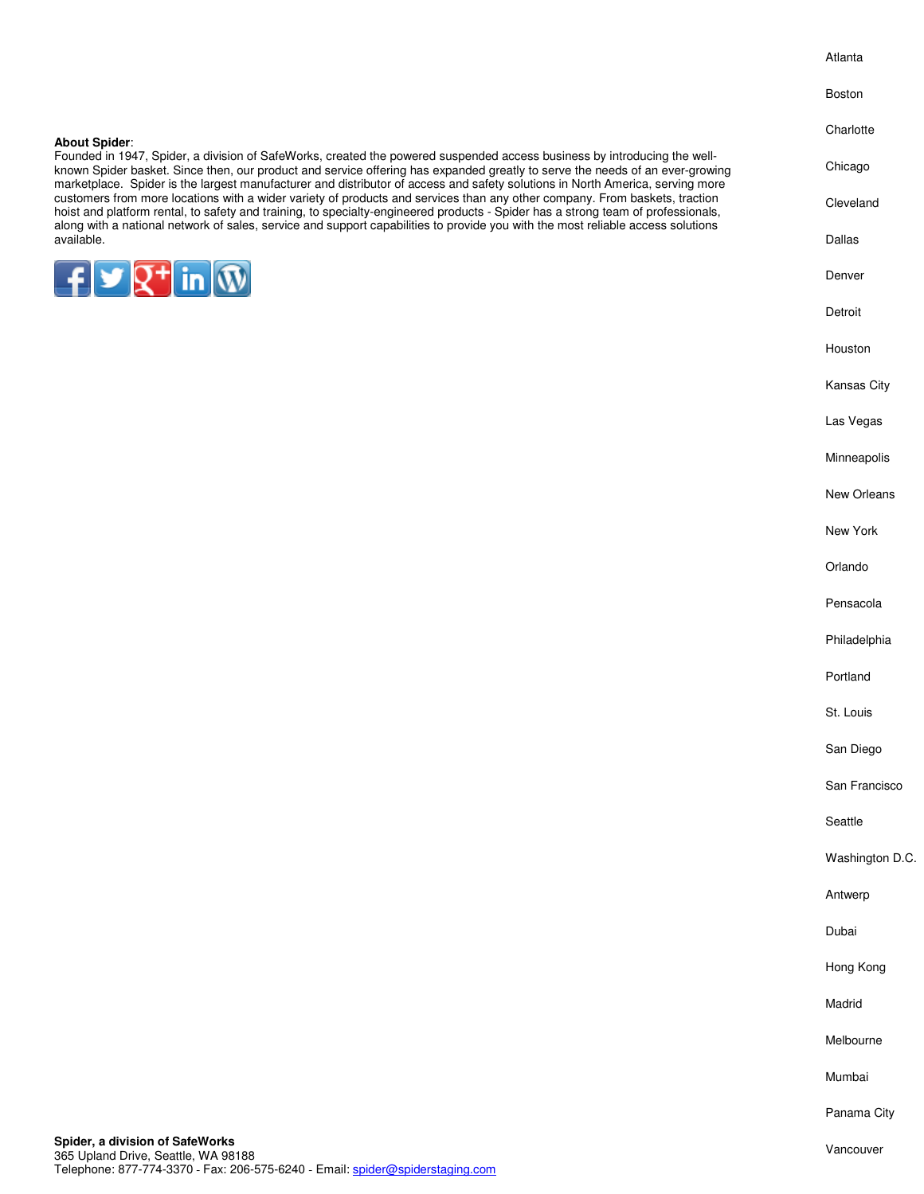**About Spider**:
Founded in 1947, Spider, a division of SafeWorks, created the powered suspended access business by introducing the well-known Spider basket. Since then, our product and service offering has expanded greatly to serve the needs of an ever-growing marketplace. Spider is the largest manufacturer and distributor of access and safety solutions in North America, serving more customers from more locations with a wider variety of products and services than any other company. From baskets, traction hoist and platform rental, to safety and training, to specialty-engineered products - Spider has a strong team of professionals, along with a national network of sales, service and support capabilities to provide you with the most reliable access solutions available.

**Spider, a division of SafeWorks**
365 Upland Drive, Seattle, WA 98188
Telephone: 877-774-3370 - Fax: 206-575-6240 - Email: spider@spiderstaging.com

Atlanta
Boston
Charlotte
Chicago
Cleveland
Dallas
Denver
Detroit
Houston
Kansas City
Las Vegas
Minneapolis
New Orleans
New York
Orlando
Pensacola
Philadelphia
Portland
St. Louis
San Diego
San Francisco
Seattle
Washington D.C.
Antwerp
Dubai
Hong Kong
Madrid
Melbourne
Mumbai
Panama City
Vancouver